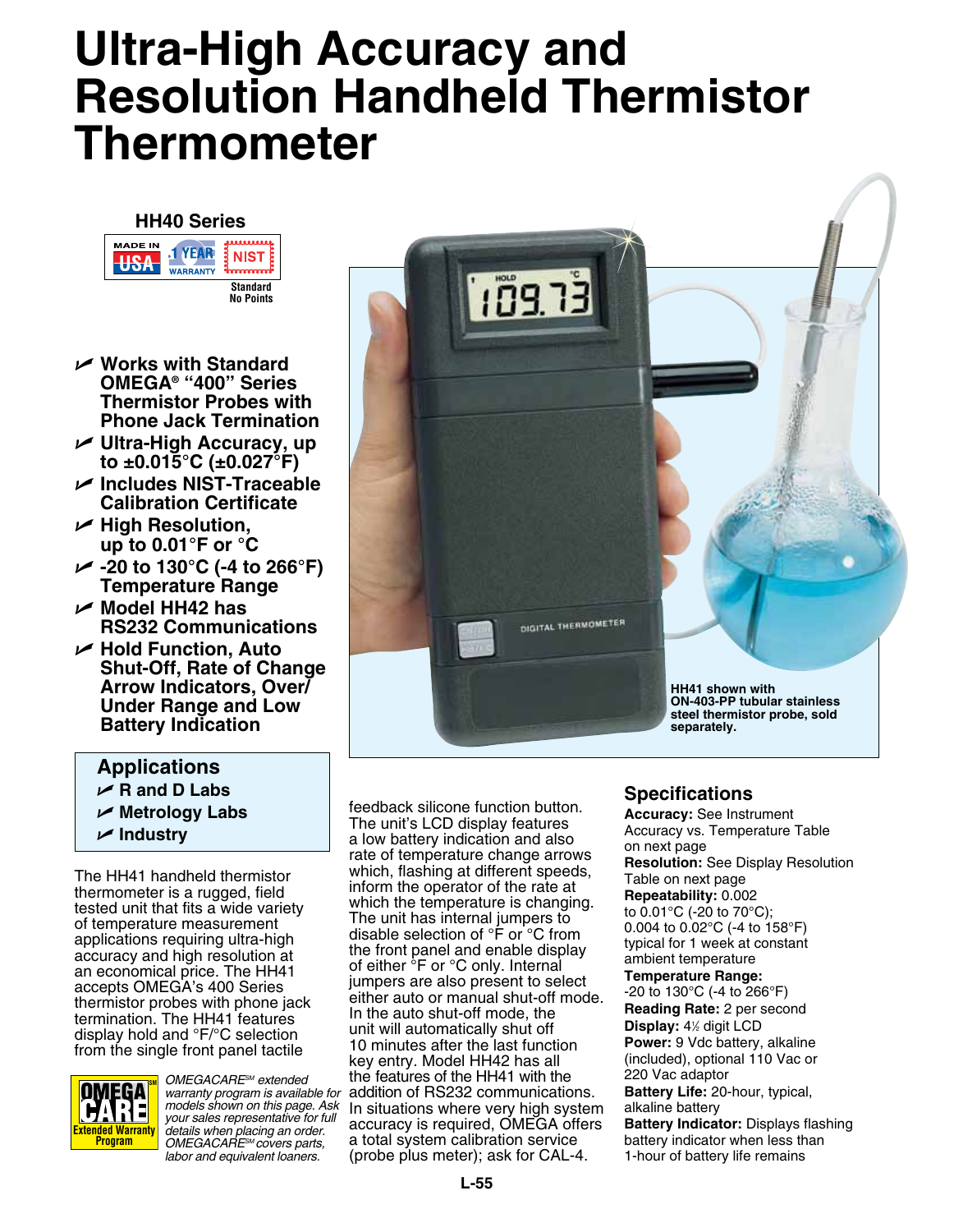# Ultra-High Accuracy and Resolution Handheld Thermistor Thermometer

**HH40 Series**

MADE IN USA · 1 YEAR WARRANTY · NIST Standard No Points

- **Works with Standard OMEGA® "400" Series Thermistor Probes with Phone Jack Termination**
- **Ultra-High Accuracy, up to ±0.015°C (±0.027°F)**
- **Includes NIST-Traceable Calibration Certificate**
- **High Resolution, up to 0.01°F or °C**
- **-20 to 130°C (-4 to 266°F) Temperature Range**
- **Model HH42 has RS232 Communications**
- **Hold Function, Auto Shut-Off, Rate of Change Arrow Indicators, Over/Under Range and Low Battery Indication**

**HH41 shown with ON-403-PP tubular stainless steel thermistor probe, sold separately.**

## Applications

- **R and D Labs**
- **Metrology Labs**
- **Industry**

The HH41 handheld thermistor thermometer is a rugged, field tested unit that fits a wide variety of temperature measurement applications requiring ultra-high accuracy and high resolution at an economical price. The HH41 accepts OMEGA's 400 Series thermistor probes with phone jack termination. The HH41 features display hold and °F/°C selection from the single front panel tactile feedback silicone function button. The unit's LCD display features a low battery indication and also rate of temperature change arrows which, flashing at different speeds, inform the operator of the rate at which the temperature is changing. The unit has internal jumpers to disable selection of °F or °C from the front panel and enable display of either °F or °C only. Internal jumpers are also present to select either auto or manual shut-off mode. In the auto shut-off mode, the unit will automatically shut off 10 minutes after the last function key entry. Model HH42 has all the features of the HH41 with the addition of RS232 communications. In situations where very high system accuracy is required, OMEGA offers a total system calibration service (probe plus meter); ask for CAL-4.

*OMEGACARE℠ extended warranty program is available for models shown on this page. Ask your sales representative for full details when placing an order. OMEGACARE℠ covers parts, labor and equivalent loaners.*

## Specifications

**Accuracy:** See Instrument Accuracy vs. Temperature Table on next page

**Resolution:** See Display Resolution Table on next page

**Repeatability:** 0.002 to 0.01°C (-20 to 70°C); 0.004 to 0.02°C (-4 to 158°F) typical for 1 week at constant ambient temperature

**Temperature Range:** -20 to 130°C (-4 to 266°F)

**Reading Rate:** 2 per second

**Display:** 4½ digit LCD

**Power:** 9 Vdc battery, alkaline (included), optional 110 Vac or 220 Vac adaptor

**Battery Life:** 20-hour, typical, alkaline battery

**Battery Indicator:** Displays flashing battery indicator when less than 1-hour of battery life remains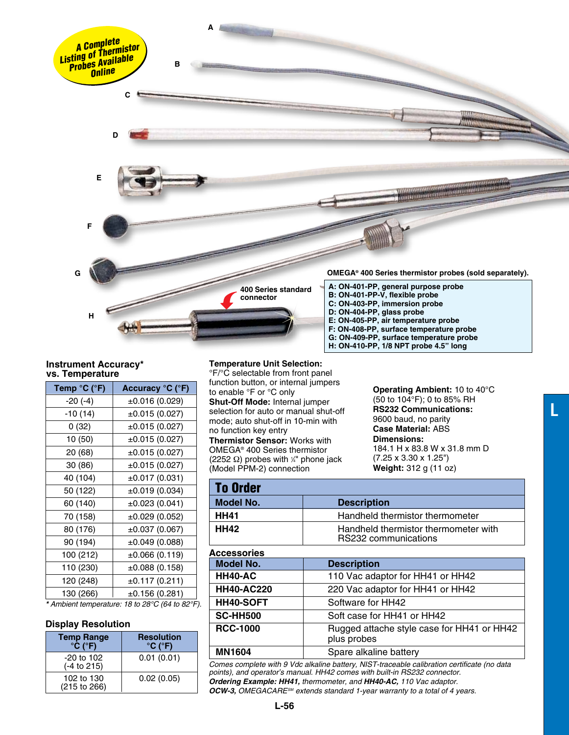A Complete Listing of Thermistor Probes Available Online

A
B
C
D
E
F
G
H

400 Series standard connector

OMEGA® 400 Series thermistor probes (sold separately).

A: ON-401-PP, general purpose probe
B: ON-401-PP-V, flexible probe
C: ON-403-PP, immersion probe
D: ON-404-PP, glass probe
E: ON-405-PP, air temperature probe
F: ON-408-PP, surface temperature probe
G: ON-409-PP, surface temperature probe
H: ON-410-PP, 1/8 NPT probe 4.5" long

### Instrument Accuracy* vs. Temperature

| Temp °C (°F) | Accuracy °C (°F) |
|---|---|
| -20 (-4) | ±0.016 (0.029) |
| -10 (14) | ±0.015 (0.027) |
| 0 (32) | ±0.015 (0.027) |
| 10 (50) | ±0.015 (0.027) |
| 20 (68) | ±0.015 (0.027) |
| 30 (86) | ±0.015 (0.027) |
| 40 (104) | ±0.017 (0.031) |
| 50 (122) | ±0.019 (0.034) |
| 60 (140) | ±0.023 (0.041) |
| 70 (158) | ±0.029 (0.052) |
| 80 (176) | ±0.037 (0.067) |
| 90 (194) | ±0.049 (0.088) |
| 100 (212) | ±0.066 (0.119) |
| 110 (230) | ±0.088 (0.158) |
| 120 (248) | ±0.117 (0.211) |
| 130 (266) | ±0.156 (0.281) |

*\* Ambient temperature: 18 to 28°C (64 to 82°F).*

### Display Resolution

| Temp Range °C (°F) | Resolution °C (°F) |
|---|---|
| -20 to 102 (-4 to 215) | 0.01 (0.01) |
| 102 to 130 (215 to 266) | 0.02 (0.05) |

**Temperature Unit Selection:** °F/°C selectable from front panel function button, or internal jumpers to enable °F or °C only
**Shut-Off Mode:** Internal jumper selection for auto or manual shut-off mode; auto shut-off in 10-min with no function key entry
**Thermistor Sensor:** Works with OMEGA® 400 Series thermistor (2252 Ω) probes with ¼" phone jack (Model PPM-2) connection

**Operating Ambient:** 10 to 40°C (50 to 104°F); 0 to 85% RH
**RS232 Communications:** 9600 baud, no parity
**Case Material:** ABS
**Dimensions:** 184.1 H x 83.8 W x 31.8 mm D (7.25 x 3.30 x 1.25")
**Weight:** 312 g (11 oz)

## To Order

| Model No. | Description |
|---|---|
| **HH41** | Handheld thermistor thermometer |
| **HH42** | Handheld thermistor thermometer with RS232 communications |

### Accessories

| Model No. | Description |
|---|---|
| **HH40-AC** | 110 Vac adaptor for HH41 or HH42 |
| **HH40-AC220** | 220 Vac adaptor for HH41 or HH42 |
| **HH40-SOFT** | Software for HH42 |
| **SC-HH500** | Soft case for HH41 or HH42 |
| **RCC-1000** | Rugged attache style case for HH41 or HH42 plus probes |
| **MN1604** | Spare alkaline battery |

*Comes complete with 9 Vdc alkaline battery, NIST-traceable calibration certificate (no data points), and operator's manual. HH42 comes with built-in RS232 connector.*
***Ordering Example: HH41,** thermometer, and **HH40-AC,** 110 Vac adaptor.*
***OCW-3,** OMEGACARE℠ extends standard 1-year warranty to a total of 4 years.*